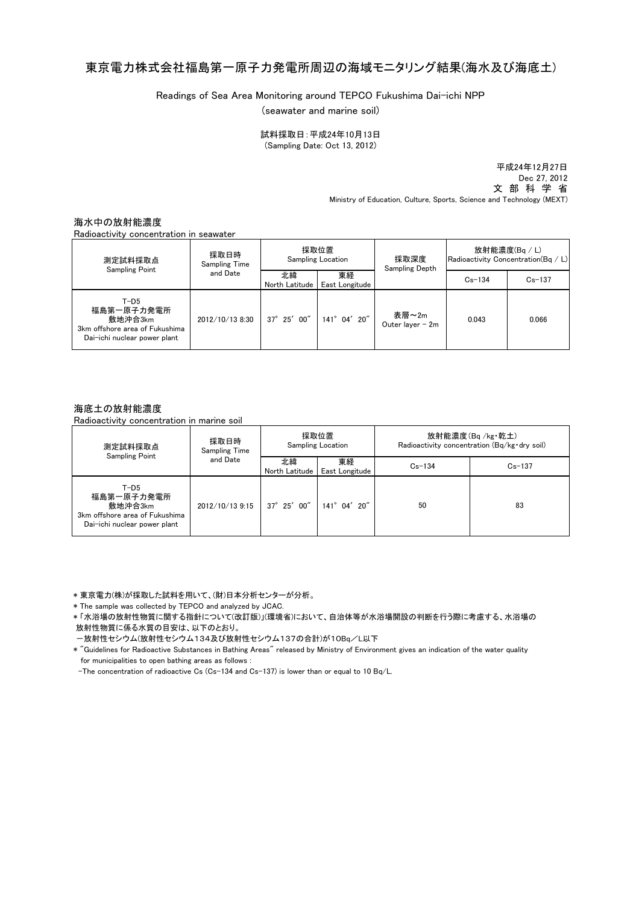# 東京電力株式会社福島第一原子力発電所周辺の海域モニタリング結果(海水及び海底土)

Readings of Sea Area Monitoring around TEPCO Fukushima Dai-ichi NPP
(seawater and marine soil)

試料採取日：平成24年10月13日
(Sampling Date: Oct 13, 2012)

平成24年12月27日
Dec 27, 2012
文 部 科 学 省
Ministry of Education, Culture, Sports, Science and Technology (MEXT)

## 海水中の放射能濃度

Radioactivity concentration in seawater

| 測定試料採取点 Sampling Point | 採取日時 Sampling Time and Date | 採取位置 Sampling Location | | 採取深度 Sampling Depth | 放射能濃度(Bq / L) Radioactivity Concentration(Bq / L) | |
|---|---|---|---|---|---|---|
| | | 北緯 North Latitude | 東経 East Longitude | | Cs-134 | Cs-137 |
| T-D5 福島第一原子力発電所 敷地沖合3km 3km offshore area of Fukushima Dai-ichi nuclear power plant | 2012/10/13 8:30 | 37° 25′ 00″ | 141° 04′ 20″ | 表層～2m Outer layer - 2m | 0.043 | 0.066 |

## 海底土の放射能濃度

Radioactivity concentration in marine soil

| 測定試料採取点 Sampling Point | 採取日時 Sampling Time and Date | 採取位置 Sampling Location | | 放射能濃度(Bq /kg・乾土) Radioactivity concentration (Bq/kg・dry soil) | |
|---|---|---|---|---|---|
| | | 北緯 North Latitude | 東経 East Longitude | Cs-134 | Cs-137 |
| T-D5 福島第一原子力発電所 敷地沖合3km 3km offshore area of Fukushima Dai-ichi nuclear power plant | 2012/10/13 9:15 | 37° 25′ 00″ | 141° 04′ 20″ | 50 | 83 |

＊東京電力(株)が採取した試料を用いて、(財)日本分析センターが分析。

＊The sample was collected by TEPCO and analyzed by JCAC.

＊「水浴場の放射性物質に関する指針について(改訂版)」(環境省)において、自治体等が水浴場開設の判断を行う際に考慮する、水浴場の放射性物質に係る水質の目安は、以下のとおり。

－放射性セシウム(放射性セシウム134及び放射性セシウム137の合計)が10Bq／L以下

＊"Guidelines for Radioactive Substances in Bathing Areas" released by Ministry of Environment gives an indication of the water quality for municipalities to open bathing areas as follows :

-The concentration of radioactive Cs (Cs-134 and Cs-137) is lower than or equal to 10 Bq/L.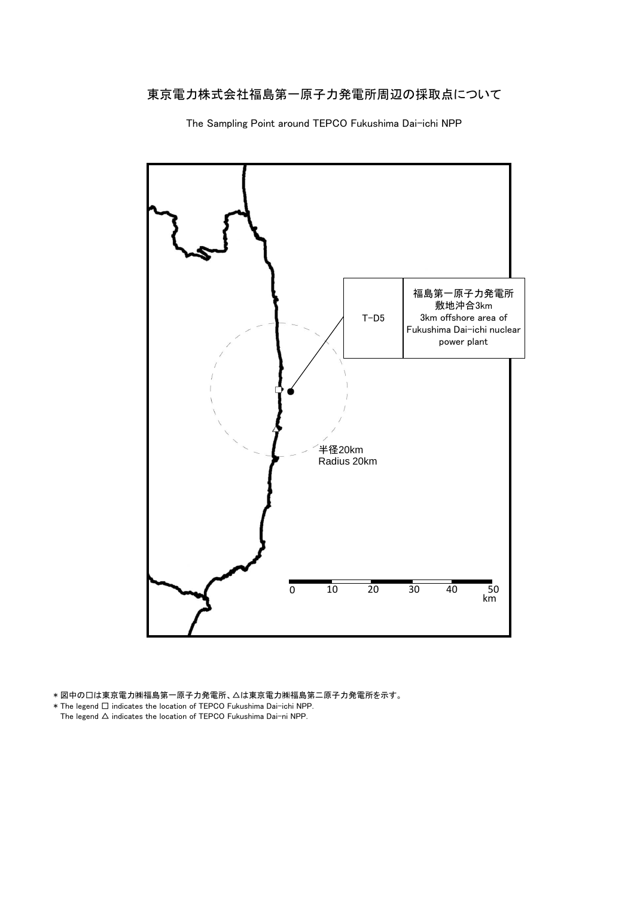# 東京電力株式会社福島第一原子力発電所周辺の採取点について

The Sampling Point around TEPCO Fukushima Dai-ichi NPP

T-D5

福島第一原子力発電所
敷地沖合3km
3km offshore area of Fukushima Dai-ichi nuclear power plant

半径20km
Radius 20km

0 10 20 30 40 50
km

＊図中の□は東京電力㈱福島第一原子力発電所、△は東京電力㈱福島第二原子力発電所を示す。

＊The legend □ indicates the location of TEPCO Fukushima Dai-ichi NPP.
The legend △ indicates the location of TEPCO Fukushima Dai-ni NPP.